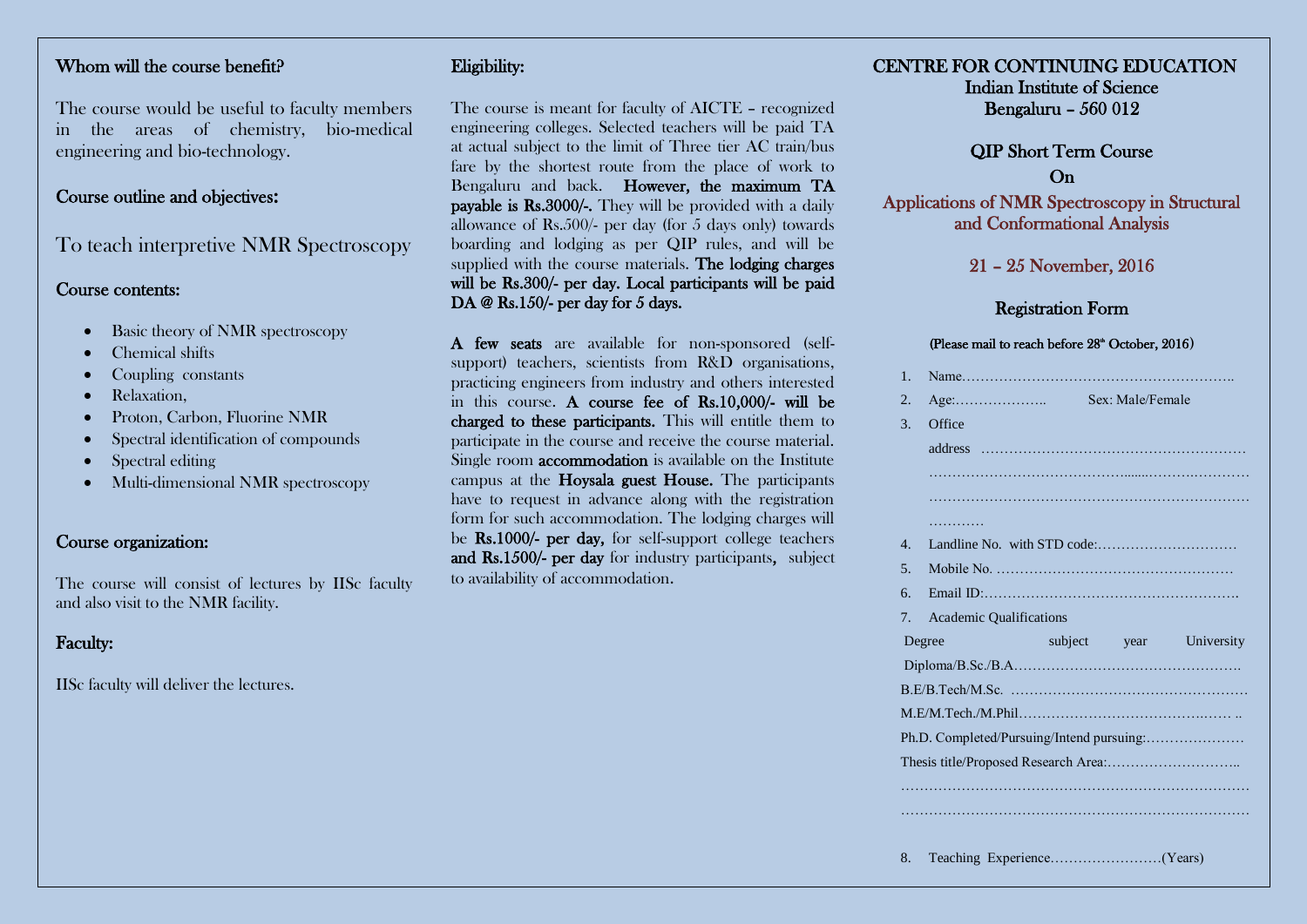## Whom will the course benefit?

The course would be useful to faculty members in the areas of chemistry, bio-medical engineering and bio-technology.

## Course outline and objectives:

To teach interpretive NMR Spectroscopy

## Course contents:

- Basic theory of NMR spectroscopy
- Chemical shifts
- Coupling constants
- Relaxation,
- Proton, Carbon, Fluorine NMR
- Spectral identification of compounds
- Spectral editing
- Multi-dimensional NMR spectroscopy

## Course organization:

The course will consist of lectures by IISc faculty and also visit to the NMR facility.

## Faculty:

IISc faculty will deliver the lectures.

## Eligibility:

The course is meant for faculty of AICTE – recognized engineering colleges. Selected teachers will be paid TA at actual subject to the limit of Three tier AC train/bus fare by the shortest route from the place of work to Bengaluru and back. **However, the maximum TA payable is Rs.3000/-.** They will be provided with a daily allowance of Rs.500/- per day (for 5 days only) towards boarding and lodging as per QIP rules, and will be supplied with the course materials. **The lodging charges will be Rs.300/- per day. Local participants will be paid DA @ Rs.150/- per day for 5 days.**

**A few seats** are available for non-sponsored (self-support) teachers, scientists from R&D organisations, practicing engineers from industry and others interested in this course. **A course fee of Rs.10,000/- will be charged to these participants.** This will entitle them to participate in the course and receive the course material. Single room **accommodation** is available on the Institute campus at the **Hoysala guest House.** The participants have to request in advance along with the registration form for such accommodation. The lodging charges will be **Rs.1000/- per day,** for self-support college teachers **and Rs.1500/- per day** for industry participants**,** subject to availability of accommodation.

# CENTRE FOR CONTINUING EDUCATION

Indian Institute of Science

Bengaluru – 560 012

## QIP Short Term Course

## On

## Applications of NMR Spectroscopy in Structural and Conformational Analysis

## 21 – 25 November, 2016

## Registration Form

**(Please mail to reach before 28th October, 2016)**

1. Name…………………………………………………..
2. Age:……………….. Sex: Male/Female
3. Office address …………………………………………………

   ………………………………………………………………

   ………………………………………………………………

   …………
4. Landline No. with STD code:…………………………
5. Mobile No. ……………………………………………
6. Email ID:……………………………………………….
7. Academic Qualifications

| Degree | subject | year | University |
|---|---|---|---|

Diploma/B.Sc./B.A………………………………………….

B.E/B.Tech/M.Sc. ……………………………………………

M.E/M.Tech./M.Phil……………………………….…… ..

Ph.D. Completed/Pursuing/Intend pursuing:…………………

Thesis title/Proposed Research Area:………………………..

………………………………………………………………

………………………………………………………………

8. Teaching Experience……………………(Years)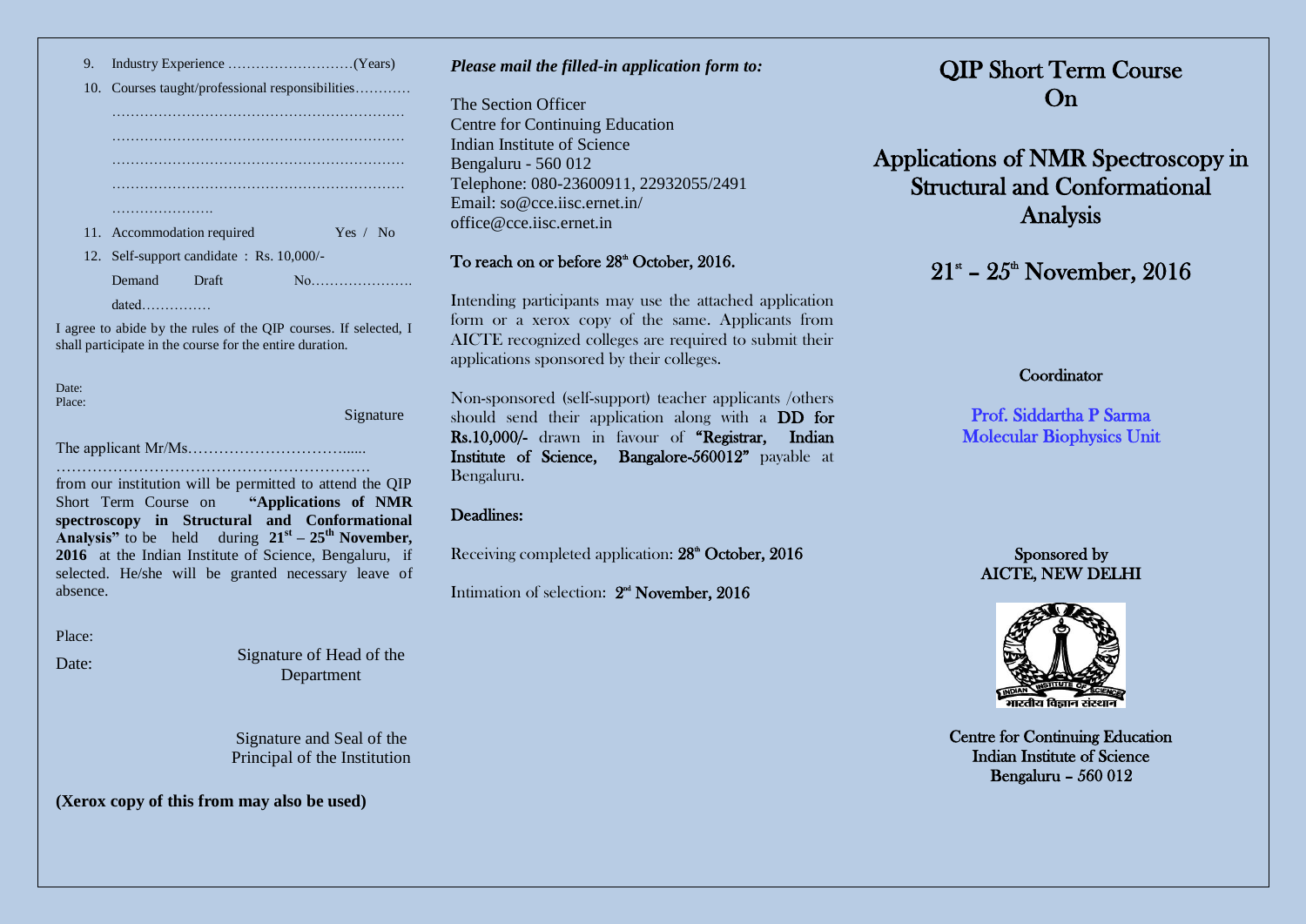9. Industry Experience ……………………… (Years)
10. Courses taught/professional responsibilities…………
……………………………………………………………
……………………………………………………………
……………………………………………………………
……………………………………………………………
………………….
11. Accommodation required Yes / No
12. Self-support candidate : Rs. 10,000/-
Demand Draft No………………….
dated……………

I agree to abide by the rules of the QIP courses. If selected, I shall participate in the course for the entire duration.

Date:
Place:

Signature

The applicant Mr/Ms…………………………......
……………………………………………………
from our institution will be permitted to attend the QIP Short Term Course on **"Applications of NMR spectroscopy in Structural and Conformational Analysis"** to be held during **$21^{st}$ – $25^{th}$ November, 2016** at the Indian Institute of Science, Bengaluru, if selected. He/she will be granted necessary leave of absence.

Place:

Date:

Signature of Head of the Department

Signature and Seal of the Principal of the Institution

**(Xerox copy of this from may also be used)**

***Please mail the filled-in application form to:***

The Section Officer
Centre for Continuing Education
Indian Institute of Science
Bengaluru - 560 012
Telephone: 080-23600911, 22932055/2491
Email: so@cce.iisc.ernet.in/
office@cce.iisc.ernet.in

To reach on or before $28^{th}$ October, 2016.

Intending participants may use the attached application form or a xerox copy of the same. Applicants from AICTE recognized colleges are required to submit their applications sponsored by their colleges.

Non-sponsored (self-support) teacher applicants /others should send their application along with a **DD for Rs.10,000/-** drawn in favour of **"Registrar, Indian Institute of Science, Bangalore-560012"** payable at Bengaluru.

Deadlines:

Receiving completed application: $28^{th}$ October, 2016

Intimation of selection: $2^{nd}$ November, 2016

# QIP Short Term Course On

# Applications of NMR Spectroscopy in Structural and Conformational Analysis

## $21^{st}$ – $25^{th}$ November, 2016

Coordinator

Prof. Siddartha P Sarma
Molecular Biophysics Unit

Sponsored by
AICTE, NEW DELHI

Centre for Continuing Education
Indian Institute of Science
Bengaluru – 560 012